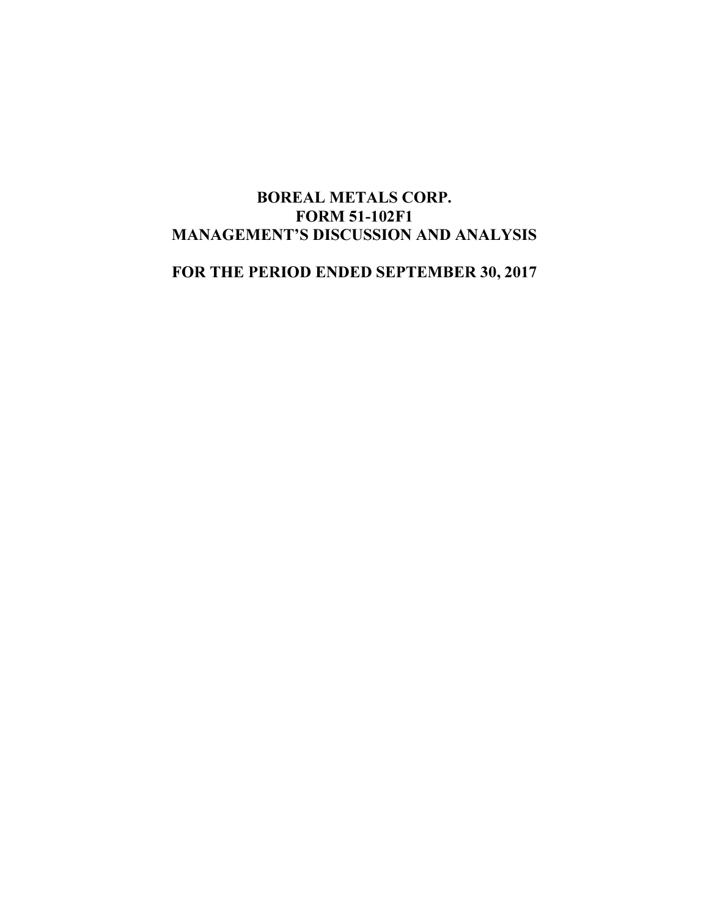# BOREAL METALS CORP.
# FORM 51-102F1
# MANAGEMENT'S DISCUSSION AND ANALYSIS

## FOR THE PERIOD ENDED SEPTEMBER 30, 2017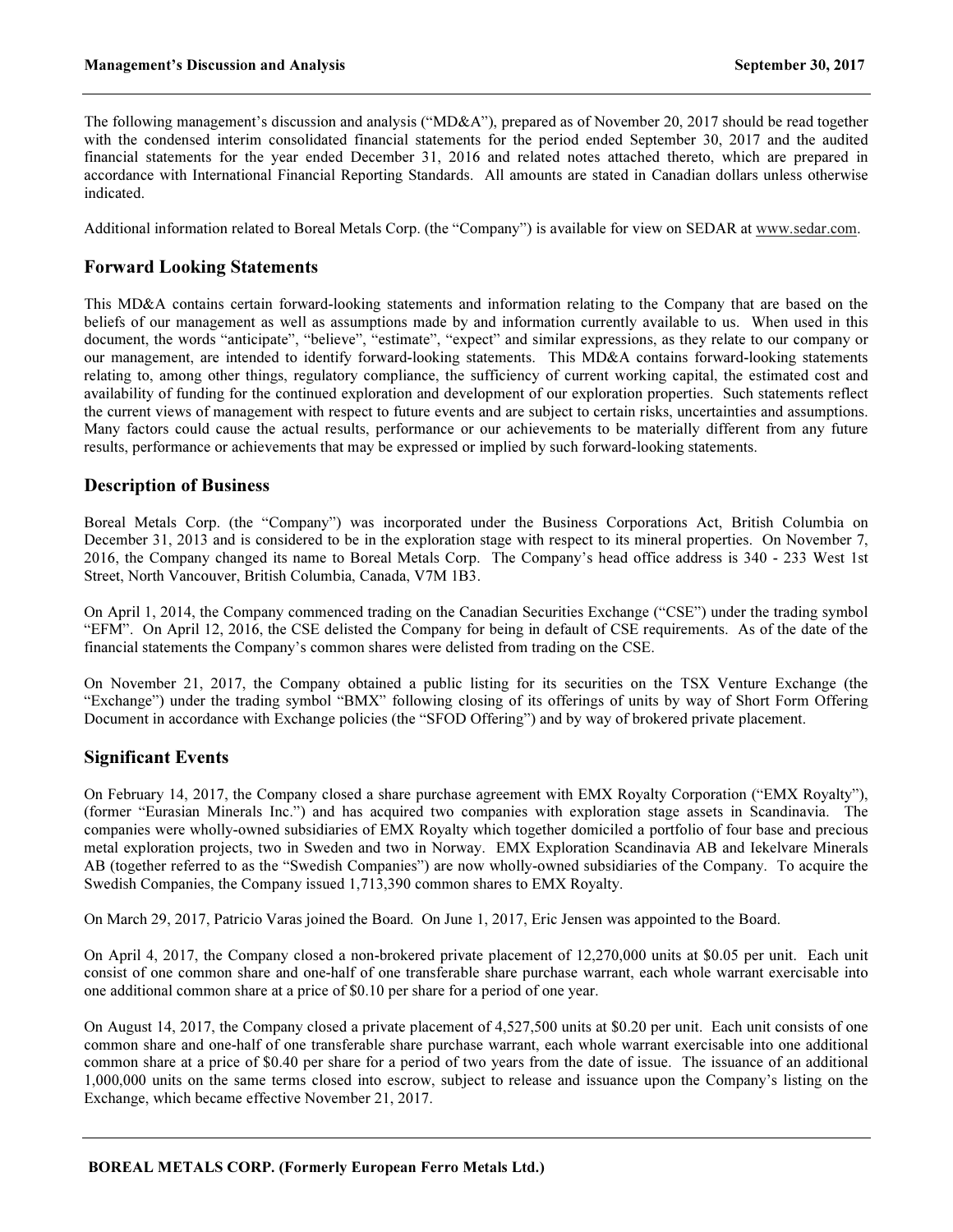The following management's discussion and analysis ("MD&A"), prepared as of November 20, 2017 should be read together with the condensed interim consolidated financial statements for the period ended September 30, 2017 and the audited financial statements for the year ended December 31, 2016 and related notes attached thereto, which are prepared in accordance with International Financial Reporting Standards. All amounts are stated in Canadian dollars unless otherwise indicated.

Additional information related to Boreal Metals Corp. (the "Company") is available for view on SEDAR at www.sedar.com.

## Forward Looking Statements

This MD&A contains certain forward-looking statements and information relating to the Company that are based on the beliefs of our management as well as assumptions made by and information currently available to us. When used in this document, the words "anticipate", "believe", "estimate", "expect" and similar expressions, as they relate to our company or our management, are intended to identify forward-looking statements. This MD&A contains forward-looking statements relating to, among other things, regulatory compliance, the sufficiency of current working capital, the estimated cost and availability of funding for the continued exploration and development of our exploration properties. Such statements reflect the current views of management with respect to future events and are subject to certain risks, uncertainties and assumptions. Many factors could cause the actual results, performance or our achievements to be materially different from any future results, performance or achievements that may be expressed or implied by such forward-looking statements.

## Description of Business

Boreal Metals Corp. (the "Company") was incorporated under the Business Corporations Act, British Columbia on December 31, 2013 and is considered to be in the exploration stage with respect to its mineral properties. On November 7, 2016, the Company changed its name to Boreal Metals Corp. The Company's head office address is 340 - 233 West 1st Street, North Vancouver, British Columbia, Canada, V7M 1B3.

On April 1, 2014, the Company commenced trading on the Canadian Securities Exchange ("CSE") under the trading symbol "EFM". On April 12, 2016, the CSE delisted the Company for being in default of CSE requirements. As of the date of the financial statements the Company's common shares were delisted from trading on the CSE.

On November 21, 2017, the Company obtained a public listing for its securities on the TSX Venture Exchange (the "Exchange") under the trading symbol "BMX" following closing of its offerings of units by way of Short Form Offering Document in accordance with Exchange policies (the "SFOD Offering") and by way of brokered private placement.

## Significant Events

On February 14, 2017, the Company closed a share purchase agreement with EMX Royalty Corporation ("EMX Royalty"), (former "Eurasian Minerals Inc.") and has acquired two companies with exploration stage assets in Scandinavia. The companies were wholly-owned subsidiaries of EMX Royalty which together domiciled a portfolio of four base and precious metal exploration projects, two in Sweden and two in Norway. EMX Exploration Scandinavia AB and Iekelvare Minerals AB (together referred to as the "Swedish Companies") are now wholly-owned subsidiaries of the Company. To acquire the Swedish Companies, the Company issued 1,713,390 common shares to EMX Royalty.

On March 29, 2017, Patricio Varas joined the Board. On June 1, 2017, Eric Jensen was appointed to the Board.

On April 4, 2017, the Company closed a non-brokered private placement of 12,270,000 units at $0.05 per unit. Each unit consist of one common share and one-half of one transferable share purchase warrant, each whole warrant exercisable into one additional common share at a price of $0.10 per share for a period of one year.

On August 14, 2017, the Company closed a private placement of 4,527,500 units at $0.20 per unit. Each unit consists of one common share and one-half of one transferable share purchase warrant, each whole warrant exercisable into one additional common share at a price of $0.40 per share for a period of two years from the date of issue. The issuance of an additional 1,000,000 units on the same terms closed into escrow, subject to release and issuance upon the Company's listing on the Exchange, which became effective November 21, 2017.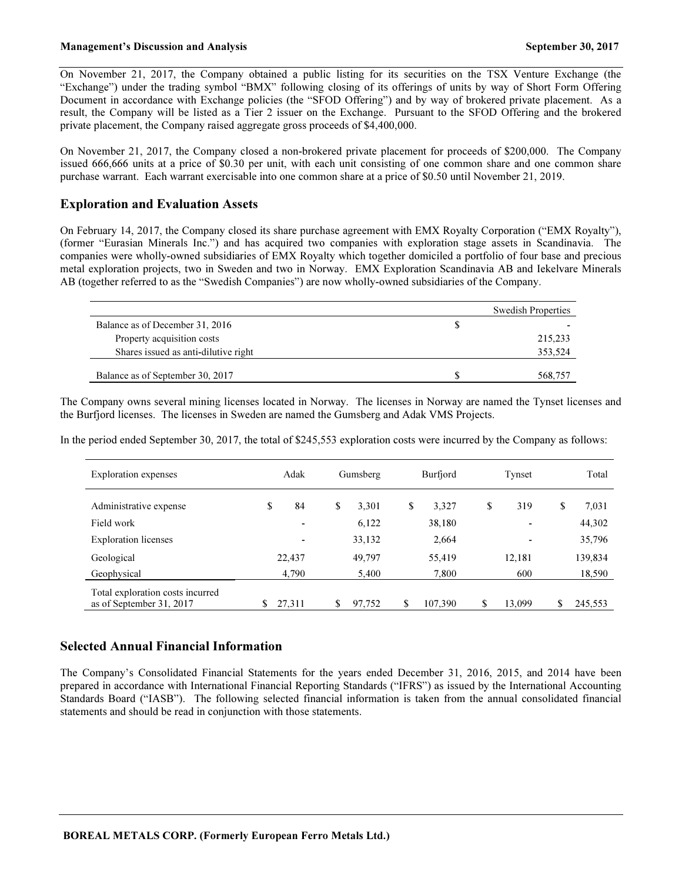On November 21, 2017, the Company obtained a public listing for its securities on the TSX Venture Exchange (the "Exchange") under the trading symbol "BMX" following closing of its offerings of units by way of Short Form Offering Document in accordance with Exchange policies (the "SFOD Offering") and by way of brokered private placement. As a result, the Company will be listed as a Tier 2 issuer on the Exchange. Pursuant to the SFOD Offering and the brokered private placement, the Company raised aggregate gross proceeds of $4,400,000.

On November 21, 2017, the Company closed a non-brokered private placement for proceeds of $200,000. The Company issued 666,666 units at a price of $0.30 per unit, with each unit consisting of one common share and one common share purchase warrant. Each warrant exercisable into one common share at a price of $0.50 until November 21, 2019.

## Exploration and Evaluation Assets

On February 14, 2017, the Company closed its share purchase agreement with EMX Royalty Corporation ("EMX Royalty"), (former "Eurasian Minerals Inc.") and has acquired two companies with exploration stage assets in Scandinavia. The companies were wholly-owned subsidiaries of EMX Royalty which together domiciled a portfolio of four base and precious metal exploration projects, two in Sweden and two in Norway. EMX Exploration Scandinavia AB and Iekelvare Minerals AB (together referred to as the "Swedish Companies") are now wholly-owned subsidiaries of the Company.

| | | Swedish Properties |
|---|---|---|
| Balance as of December 31, 2016 | $ | - |
| Property acquisition costs | | 215,233 |
| Shares issued as anti-dilutive right | | 353,524 |
| Balance as of September 30, 2017 | $ | 568,757 |

The Company owns several mining licenses located in Norway. The licenses in Norway are named the Tynset licenses and the Burfjord licenses. The licenses in Sweden are named the Gumsberg and Adak VMS Projects.

In the period ended September 30, 2017, the total of $245,553 exploration costs were incurred by the Company as follows:

| Exploration expenses | Adak | Gumsberg | Burfjord | Tynset | Total |
|---|---|---|---|---|---|
| Administrative expense | $ 84 | $ 3,301 | $ 3,327 | $ 319 | $ 7,031 |
| Field work | - | 6,122 | 38,180 | - | 44,302 |
| Exploration licenses | - | 33,132 | 2,664 | - | 35,796 |
| Geological | 22,437 | 49,797 | 55,419 | 12,181 | 139,834 |
| Geophysical | 4,790 | 5,400 | 7,800 | 600 | 18,590 |
| Total exploration costs incurred as of September 31, 2017 | $ 27,311 | $ 97,752 | $ 107,390 | $ 13,099 | $ 245,553 |

## Selected Annual Financial Information

The Company's Consolidated Financial Statements for the years ended December 31, 2016, 2015, and 2014 have been prepared in accordance with International Financial Reporting Standards ("IFRS") as issued by the International Accounting Standards Board ("IASB"). The following selected financial information is taken from the annual consolidated financial statements and should be read in conjunction with those statements.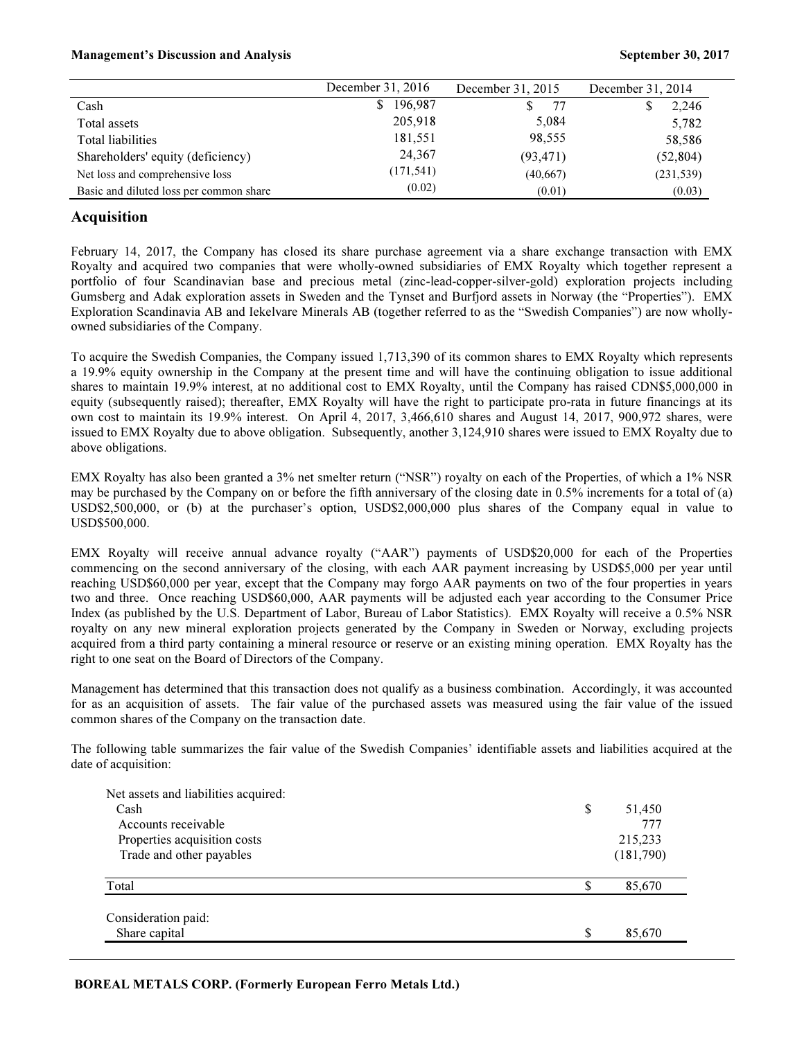| | December 31, 2016 | December 31, 2015 | December 31, 2014 |
|---|---|---|---|
| Cash | $ 196,987 | $ 77 | $ 2,246 |
| Total assets | 205,918 | 5,084 | 5,782 |
| Total liabilities | 181,551 | 98,555 | 58,586 |
| Shareholders' equity (deficiency) | 24,367 | (93,471) | (52,804) |
| Net loss and comprehensive loss | (171,541) | (40,667) | (231,539) |
| Basic and diluted loss per common share | (0.02) | (0.01) | (0.03) |

## Acquisition

February 14, 2017, the Company has closed its share purchase agreement via a share exchange transaction with EMX Royalty and acquired two companies that were wholly-owned subsidiaries of EMX Royalty which together represent a portfolio of four Scandinavian base and precious metal (zinc-lead-copper-silver-gold) exploration projects including Gumsberg and Adak exploration assets in Sweden and the Tynset and Burfjord assets in Norway (the "Properties"). EMX Exploration Scandinavia AB and Iekelvare Minerals AB (together referred to as the "Swedish Companies") are now wholly-owned subsidiaries of the Company.

To acquire the Swedish Companies, the Company issued 1,713,390 of its common shares to EMX Royalty which represents a 19.9% equity ownership in the Company at the present time and will have the continuing obligation to issue additional shares to maintain 19.9% interest, at no additional cost to EMX Royalty, until the Company has raised CDN$5,000,000 in equity (subsequently raised); thereafter, EMX Royalty will have the right to participate pro-rata in future financings at its own cost to maintain its 19.9% interest. On April 4, 2017, 3,466,610 shares and August 14, 2017, 900,972 shares, were issued to EMX Royalty due to above obligation. Subsequently, another 3,124,910 shares were issued to EMX Royalty due to above obligations.

EMX Royalty has also been granted a 3% net smelter return ("NSR") royalty on each of the Properties, of which a 1% NSR may be purchased by the Company on or before the fifth anniversary of the closing date in 0.5% increments for a total of (a) USD$2,500,000, or (b) at the purchaser's option, USD$2,000,000 plus shares of the Company equal in value to USD$500,000.

EMX Royalty will receive annual advance royalty ("AAR") payments of USD$20,000 for each of the Properties commencing on the second anniversary of the closing, with each AAR payment increasing by USD$5,000 per year until reaching USD$60,000 per year, except that the Company may forgo AAR payments on two of the four properties in years two and three. Once reaching USD$60,000, AAR payments will be adjusted each year according to the Consumer Price Index (as published by the U.S. Department of Labor, Bureau of Labor Statistics). EMX Royalty will receive a 0.5% NSR royalty on any new mineral exploration projects generated by the Company in Sweden or Norway, excluding projects acquired from a third party containing a mineral resource or reserve or an existing mining operation. EMX Royalty has the right to one seat on the Board of Directors of the Company.

Management has determined that this transaction does not qualify as a business combination. Accordingly, it was accounted for as an acquisition of assets. The fair value of the purchased assets was measured using the fair value of the issued common shares of the Company on the transaction date.

The following table summarizes the fair value of the Swedish Companies' identifiable assets and liabilities acquired at the date of acquisition:

| | |
|---|---|
| Net assets and liabilities acquired: | |
| Cash | $ 51,450 |
| Accounts receivable | 777 |
| Properties acquisition costs | 215,233 |
| Trade and other payables | (181,790) |
| Total | $ 85,670 |
| Consideration paid: | |
| Share capital | $ 85,670 |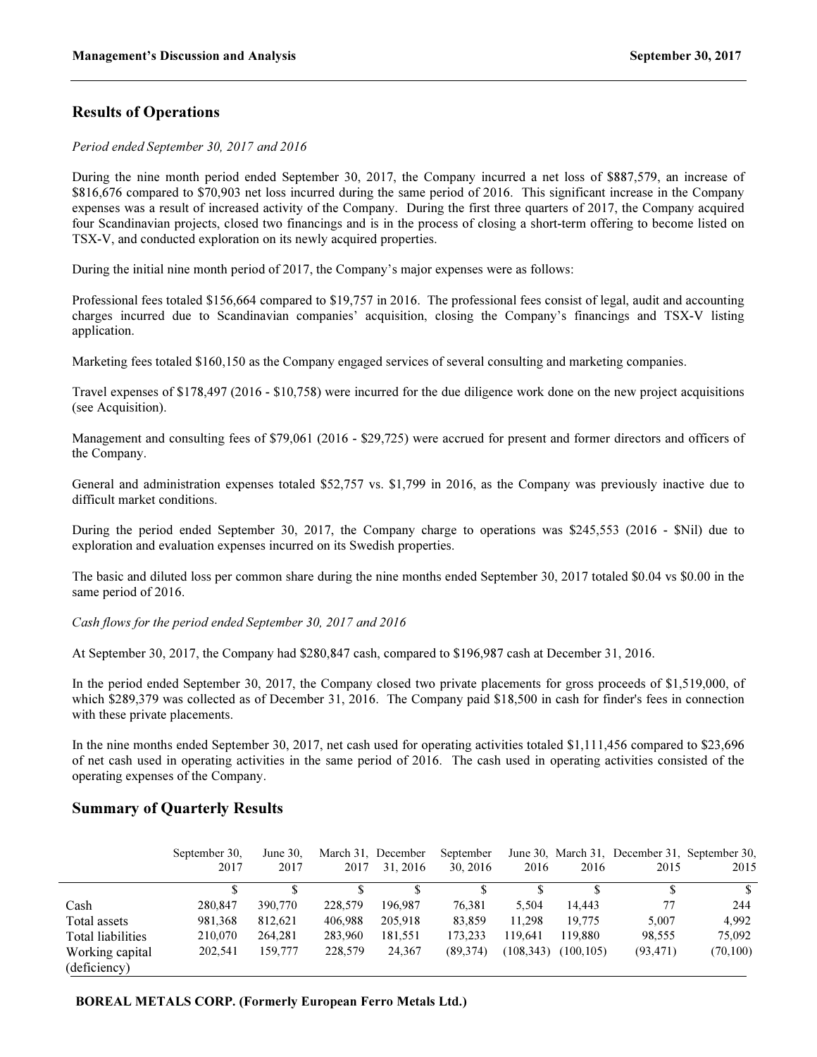## Results of Operations

*Period ended September 30, 2017 and 2016*

During the nine month period ended September 30, 2017, the Company incurred a net loss of $887,579, an increase of $816,676 compared to $70,903 net loss incurred during the same period of 2016. This significant increase in the Company expenses was a result of increased activity of the Company. During the first three quarters of 2017, the Company acquired four Scandinavian projects, closed two financings and is in the process of closing a short-term offering to become listed on TSX-V, and conducted exploration on its newly acquired properties.

During the initial nine month period of 2017, the Company's major expenses were as follows:

Professional fees totaled $156,664 compared to $19,757 in 2016. The professional fees consist of legal, audit and accounting charges incurred due to Scandinavian companies' acquisition, closing the Company's financings and TSX-V listing application.

Marketing fees totaled $160,150 as the Company engaged services of several consulting and marketing companies.

Travel expenses of $178,497 (2016 - $10,758) were incurred for the due diligence work done on the new project acquisitions (see Acquisition).

Management and consulting fees of $79,061 (2016 - $29,725) were accrued for present and former directors and officers of the Company.

General and administration expenses totaled $52,757 vs. $1,799 in 2016, as the Company was previously inactive due to difficult market conditions.

During the period ended September 30, 2017, the Company charge to operations was $245,553 (2016 - $Nil) due to exploration and evaluation expenses incurred on its Swedish properties.

The basic and diluted loss per common share during the nine months ended September 30, 2017 totaled $0.04 vs $0.00 in the same period of 2016.

*Cash flows for the period ended September 30, 2017 and 2016*

At September 30, 2017, the Company had $280,847 cash, compared to $196,987 cash at December 31, 2016.

In the period ended September 30, 2017, the Company closed two private placements for gross proceeds of $1,519,000, of which $289,379 was collected as of December 31, 2016. The Company paid $18,500 in cash for finder's fees in connection with these private placements.

In the nine months ended September 30, 2017, net cash used for operating activities totaled $1,111,456 compared to $23,696 of net cash used in operating activities in the same period of 2016. The cash used in operating activities consisted of the operating expenses of the Company.

## Summary of Quarterly Results

| | September 30, 2017 | June 30, 2017 | March 31, 2017 | December 31, 2016 | September 30, 2016 | June 30, 2016 | March 31, 2016 | December 31, 2015 | September 30, 2015 |
|---|---|---|---|---|---|---|---|---|---|
| | $ | $ | $ | $ | $ | $ | $ | $ | $ |
| Cash | 280,847 | 390,770 | 228,579 | 196,987 | 76,381 | 5,504 | 14,443 | 77 | 244 |
| Total assets | 981,368 | 812,621 | 406,988 | 205,918 | 83,859 | 11,298 | 19,775 | 5,007 | 4,992 |
| Total liabilities | 210,070 | 264,281 | 283,960 | 181,551 | 173,233 | 119,641 | 119,880 | 98,555 | 75,092 |
| Working capital (deficiency) | 202,541 | 159,777 | 228,579 | 24,367 | (89,374) | (108,343) | (100,105) | (93,471) | (70,100) |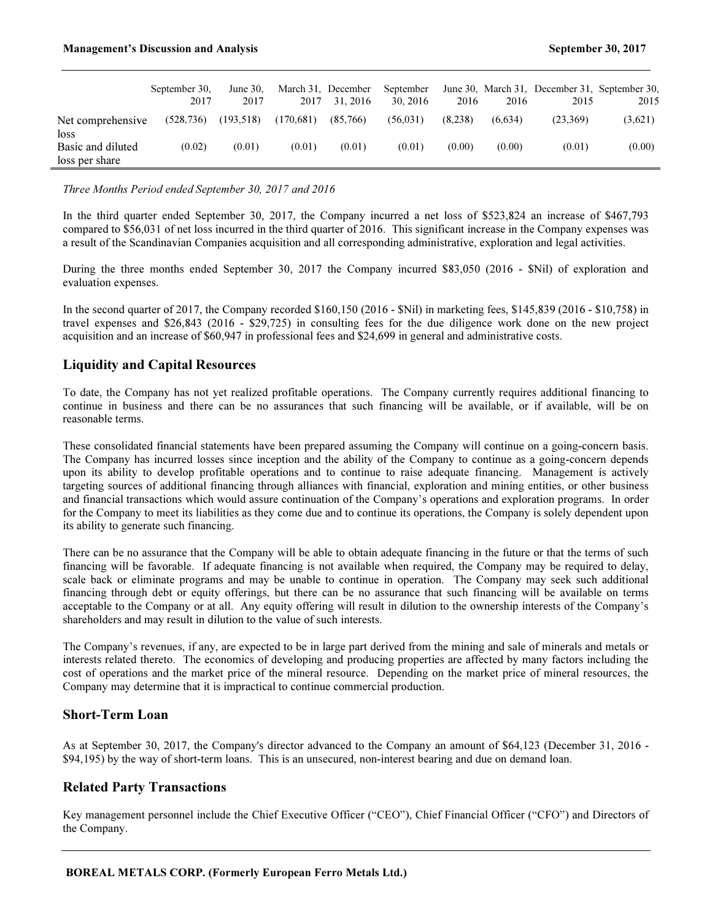| | September 30, 2017 | June 30, 2017 | March 31, 2017 | December 31, 2016 | September 30, 2016 | June 30, 2016 | March 31, 2016 | December 31, 2015 | September 30, 2015 |
|---|---|---|---|---|---|---|---|---|---|
| Net comprehensive loss | (528,736) | (193,518) | (170,681) | (85,766) | (56,031) | (8,238) | (6,634) | (23,369) | (3,621) |
| Basic and diluted loss per share | (0.02) | (0.01) | (0.01) | (0.01) | (0.01) | (0.00) | (0.00) | (0.01) | (0.00) |

*Three Months Period ended September 30, 2017 and 2016*

In the third quarter ended September 30, 2017, the Company incurred a net loss of $523,824 an increase of $467,793 compared to $56,031 of net loss incurred in the third quarter of 2016. This significant increase in the Company expenses was a result of the Scandinavian Companies acquisition and all corresponding administrative, exploration and legal activities.

During the three months ended September 30, 2017 the Company incurred $83,050 (2016 - $Nil) of exploration and evaluation expenses.

In the second quarter of 2017, the Company recorded $160,150 (2016 - $Nil) in marketing fees, $145,839 (2016 - $10,758) in travel expenses and $26,843 (2016 - $29,725) in consulting fees for the due diligence work done on the new project acquisition and an increase of $60,947 in professional fees and $24,699 in general and administrative costs.

## Liquidity and Capital Resources

To date, the Company has not yet realized profitable operations. The Company currently requires additional financing to continue in business and there can be no assurances that such financing will be available, or if available, will be on reasonable terms.

These consolidated financial statements have been prepared assuming the Company will continue on a going-concern basis. The Company has incurred losses since inception and the ability of the Company to continue as a going-concern depends upon its ability to develop profitable operations and to continue to raise adequate financing. Management is actively targeting sources of additional financing through alliances with financial, exploration and mining entities, or other business and financial transactions which would assure continuation of the Company's operations and exploration programs. In order for the Company to meet its liabilities as they come due and to continue its operations, the Company is solely dependent upon its ability to generate such financing.

There can be no assurance that the Company will be able to obtain adequate financing in the future or that the terms of such financing will be favorable. If adequate financing is not available when required, the Company may be required to delay, scale back or eliminate programs and may be unable to continue in operation. The Company may seek such additional financing through debt or equity offerings, but there can be no assurance that such financing will be available on terms acceptable to the Company or at all. Any equity offering will result in dilution to the ownership interests of the Company's shareholders and may result in dilution to the value of such interests.

The Company's revenues, if any, are expected to be in large part derived from the mining and sale of minerals and metals or interests related thereto. The economics of developing and producing properties are affected by many factors including the cost of operations and the market price of the mineral resource. Depending on the market price of mineral resources, the Company may determine that it is impractical to continue commercial production.

## Short-Term Loan

As at September 30, 2017, the Company's director advanced to the Company an amount of $64,123 (December 31, 2016 - $94,195) by the way of short-term loans. This is an unsecured, non-interest bearing and due on demand loan.

## Related Party Transactions

Key management personnel include the Chief Executive Officer ("CEO"), Chief Financial Officer ("CFO") and Directors of the Company.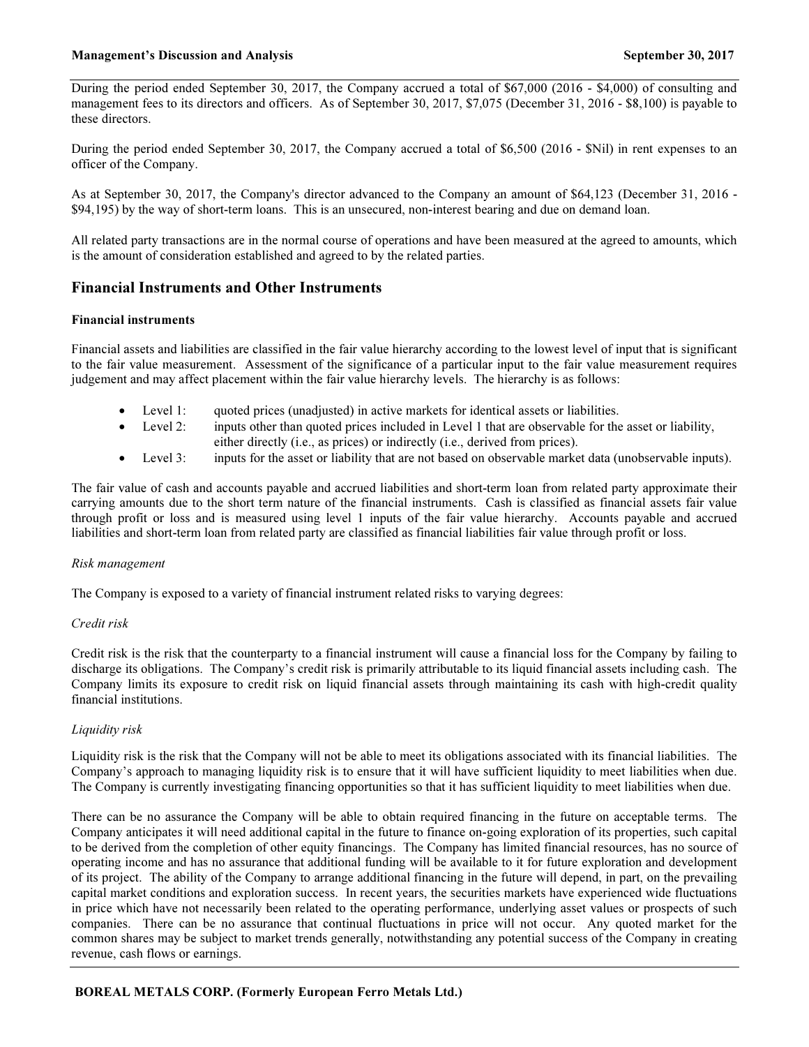During the period ended September 30, 2017, the Company accrued a total of $67,000 (2016 - $4,000) of consulting and management fees to its directors and officers. As of September 30, 2017, $7,075 (December 31, 2016 - $8,100) is payable to these directors.

During the period ended September 30, 2017, the Company accrued a total of $6,500 (2016 - $Nil) in rent expenses to an officer of the Company.

As at September 30, 2017, the Company's director advanced to the Company an amount of $64,123 (December 31, 2016 - $94,195) by the way of short-term loans. This is an unsecured, non-interest bearing and due on demand loan.

All related party transactions are in the normal course of operations and have been measured at the agreed to amounts, which is the amount of consideration established and agreed to by the related parties.

## Financial Instruments and Other Instruments

**Financial instruments**

Financial assets and liabilities are classified in the fair value hierarchy according to the lowest level of input that is significant to the fair value measurement. Assessment of the significance of a particular input to the fair value measurement requires judgement and may affect placement within the fair value hierarchy levels. The hierarchy is as follows:

- Level 1: quoted prices (unadjusted) in active markets for identical assets or liabilities.
- Level 2: inputs other than quoted prices included in Level 1 that are observable for the asset or liability, either directly (i.e., as prices) or indirectly (i.e., derived from prices).
- Level 3: inputs for the asset or liability that are not based on observable market data (unobservable inputs).

The fair value of cash and accounts payable and accrued liabilities and short-term loan from related party approximate their carrying amounts due to the short term nature of the financial instruments. Cash is classified as financial assets fair value through profit or loss and is measured using level 1 inputs of the fair value hierarchy. Accounts payable and accrued liabilities and short-term loan from related party are classified as financial liabilities fair value through profit or loss.

*Risk management*

The Company is exposed to a variety of financial instrument related risks to varying degrees:

*Credit risk*

Credit risk is the risk that the counterparty to a financial instrument will cause a financial loss for the Company by failing to discharge its obligations. The Company's credit risk is primarily attributable to its liquid financial assets including cash. The Company limits its exposure to credit risk on liquid financial assets through maintaining its cash with high-credit quality financial institutions.

*Liquidity risk*

Liquidity risk is the risk that the Company will not be able to meet its obligations associated with its financial liabilities. The Company's approach to managing liquidity risk is to ensure that it will have sufficient liquidity to meet liabilities when due. The Company is currently investigating financing opportunities so that it has sufficient liquidity to meet liabilities when due.

There can be no assurance the Company will be able to obtain required financing in the future on acceptable terms. The Company anticipates it will need additional capital in the future to finance on-going exploration of its properties, such capital to be derived from the completion of other equity financings. The Company has limited financial resources, has no source of operating income and has no assurance that additional funding will be available to it for future exploration and development of its project. The ability of the Company to arrange additional financing in the future will depend, in part, on the prevailing capital market conditions and exploration success. In recent years, the securities markets have experienced wide fluctuations in price which have not necessarily been related to the operating performance, underlying asset values or prospects of such companies. There can be no assurance that continual fluctuations in price will not occur. Any quoted market for the common shares may be subject to market trends generally, notwithstanding any potential success of the Company in creating revenue, cash flows or earnings.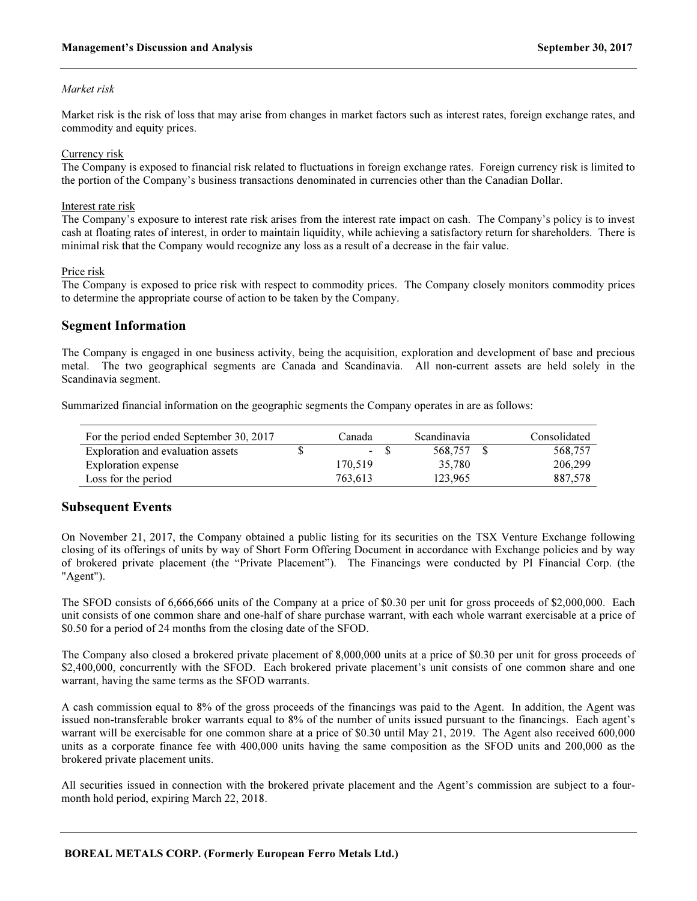*Market risk*

Market risk is the risk of loss that may arise from changes in market factors such as interest rates, foreign exchange rates, and commodity and equity prices.

Currency risk
The Company is exposed to financial risk related to fluctuations in foreign exchange rates. Foreign currency risk is limited to the portion of the Company's business transactions denominated in currencies other than the Canadian Dollar.

Interest rate risk
The Company's exposure to interest rate risk arises from the interest rate impact on cash. The Company's policy is to invest cash at floating rates of interest, in order to maintain liquidity, while achieving a satisfactory return for shareholders. There is minimal risk that the Company would recognize any loss as a result of a decrease in the fair value.

Price risk
The Company is exposed to price risk with respect to commodity prices. The Company closely monitors commodity prices to determine the appropriate course of action to be taken by the Company.

## Segment Information

The Company is engaged in one business activity, being the acquisition, exploration and development of base and precious metal. The two geographical segments are Canada and Scandinavia. All non-current assets are held solely in the Scandinavia segment.

Summarized financial information on the geographic segments the Company operates in are as follows:

| For the period ended September 30, 2017 | Canada | Scandinavia | Consolidated |
|---|---|---|---|
| Exploration and evaluation assets | $ - | $ 568,757 | $ 568,757 |
| Exploration expense | 170,519 | 35,780 | 206,299 |
| Loss for the period | 763,613 | 123,965 | 887,578 |

## Subsequent Events

On November 21, 2017, the Company obtained a public listing for its securities on the TSX Venture Exchange following closing of its offerings of units by way of Short Form Offering Document in accordance with Exchange policies and by way of brokered private placement (the "Private Placement"). The Financings were conducted by PI Financial Corp. (the "Agent").

The SFOD consists of 6,666,666 units of the Company at a price of $0.30 per unit for gross proceeds of $2,000,000. Each unit consists of one common share and one-half of share purchase warrant, with each whole warrant exercisable at a price of $0.50 for a period of 24 months from the closing date of the SFOD.

The Company also closed a brokered private placement of 8,000,000 units at a price of $0.30 per unit for gross proceeds of $2,400,000, concurrently with the SFOD. Each brokered private placement's unit consists of one common share and one warrant, having the same terms as the SFOD warrants.

A cash commission equal to 8% of the gross proceeds of the financings was paid to the Agent. In addition, the Agent was issued non-transferable broker warrants equal to 8% of the number of units issued pursuant to the financings. Each agent's warrant will be exercisable for one common share at a price of $0.30 until May 21, 2019. The Agent also received 600,000 units as a corporate finance fee with 400,000 units having the same composition as the SFOD units and 200,000 as the brokered private placement units.

All securities issued in connection with the brokered private placement and the Agent's commission are subject to a four-month hold period, expiring March 22, 2018.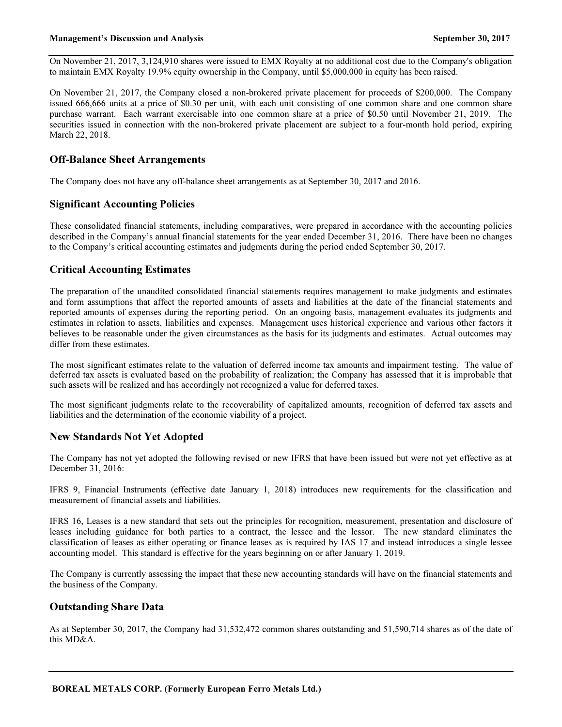On November 21, 2017, 3,124,910 shares were issued to EMX Royalty at no additional cost due to the Company's obligation to maintain EMX Royalty 19.9% equity ownership in the Company, until $5,000,000 in equity has been raised.

On November 21, 2017, the Company closed a non-brokered private placement for proceeds of $200,000. The Company issued 666,666 units at a price of $0.30 per unit, with each unit consisting of one common share and one common share purchase warrant. Each warrant exercisable into one common share at a price of $0.50 until November 21, 2019. The securities issued in connection with the non-brokered private placement are subject to a four-month hold period, expiring March 22, 2018.

## Off-Balance Sheet Arrangements

The Company does not have any off-balance sheet arrangements as at September 30, 2017 and 2016.

## Significant Accounting Policies

These consolidated financial statements, including comparatives, were prepared in accordance with the accounting policies described in the Company's annual financial statements for the year ended December 31, 2016. There have been no changes to the Company's critical accounting estimates and judgments during the period ended September 30, 2017.

## Critical Accounting Estimates

The preparation of the unaudited consolidated financial statements requires management to make judgments and estimates and form assumptions that affect the reported amounts of assets and liabilities at the date of the financial statements and reported amounts of expenses during the reporting period. On an ongoing basis, management evaluates its judgments and estimates in relation to assets, liabilities and expenses. Management uses historical experience and various other factors it believes to be reasonable under the given circumstances as the basis for its judgments and estimates. Actual outcomes may differ from these estimates.

The most significant estimates relate to the valuation of deferred income tax amounts and impairment testing. The value of deferred tax assets is evaluated based on the probability of realization; the Company has assessed that it is improbable that such assets will be realized and has accordingly not recognized a value for deferred taxes.

The most significant judgments relate to the recoverability of capitalized amounts, recognition of deferred tax assets and liabilities and the determination of the economic viability of a project.

## New Standards Not Yet Adopted

The Company has not yet adopted the following revised or new IFRS that have been issued but were not yet effective as at December 31, 2016:

IFRS 9, Financial Instruments (effective date January 1, 2018) introduces new requirements for the classification and measurement of financial assets and liabilities.

IFRS 16, Leases is a new standard that sets out the principles for recognition, measurement, presentation and disclosure of leases including guidance for both parties to a contract, the lessee and the lessor. The new standard eliminates the classification of leases as either operating or finance leases as is required by IAS 17 and instead introduces a single lessee accounting model. This standard is effective for the years beginning on or after January 1, 2019.

The Company is currently assessing the impact that these new accounting standards will have on the financial statements and the business of the Company.

## Outstanding Share Data

As at September 30, 2017, the Company had 31,532,472 common shares outstanding and 51,590,714 shares as of the date of this MD&A.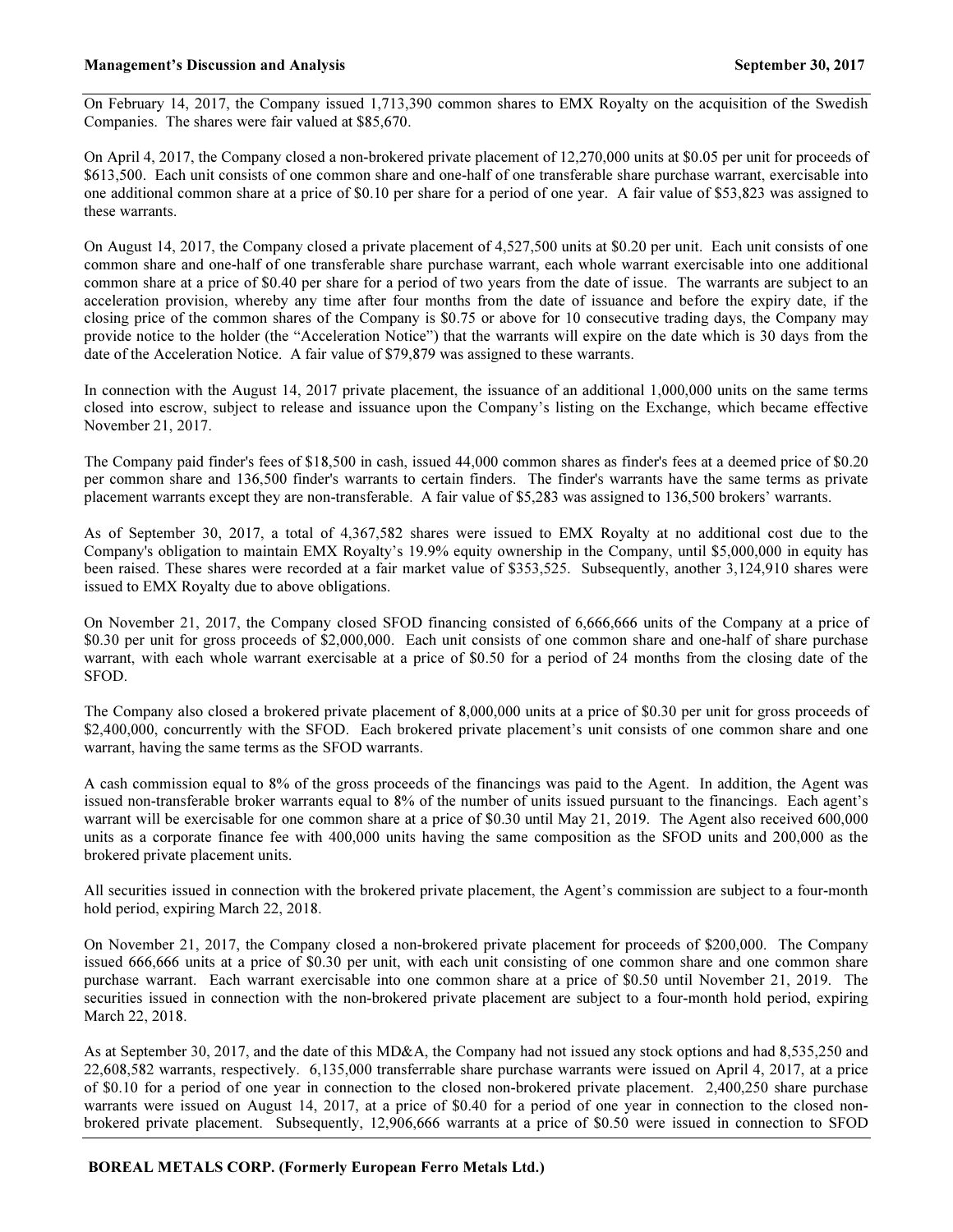On February 14, 2017, the Company issued 1,713,390 common shares to EMX Royalty on the acquisition of the Swedish Companies. The shares were fair valued at $85,670.

On April 4, 2017, the Company closed a non-brokered private placement of 12,270,000 units at $0.05 per unit for proceeds of $613,500. Each unit consists of one common share and one-half of one transferable share purchase warrant, exercisable into one additional common share at a price of $0.10 per share for a period of one year. A fair value of $53,823 was assigned to these warrants.

On August 14, 2017, the Company closed a private placement of 4,527,500 units at $0.20 per unit. Each unit consists of one common share and one-half of one transferable share purchase warrant, each whole warrant exercisable into one additional common share at a price of $0.40 per share for a period of two years from the date of issue. The warrants are subject to an acceleration provision, whereby any time after four months from the date of issuance and before the expiry date, if the closing price of the common shares of the Company is $0.75 or above for 10 consecutive trading days, the Company may provide notice to the holder (the "Acceleration Notice") that the warrants will expire on the date which is 30 days from the date of the Acceleration Notice. A fair value of $79,879 was assigned to these warrants.

In connection with the August 14, 2017 private placement, the issuance of an additional 1,000,000 units on the same terms closed into escrow, subject to release and issuance upon the Company's listing on the Exchange, which became effective November 21, 2017.

The Company paid finder's fees of $18,500 in cash, issued 44,000 common shares as finder's fees at a deemed price of $0.20 per common share and 136,500 finder's warrants to certain finders. The finder's warrants have the same terms as private placement warrants except they are non-transferable. A fair value of $5,283 was assigned to 136,500 brokers' warrants.

As of September 30, 2017, a total of 4,367,582 shares were issued to EMX Royalty at no additional cost due to the Company's obligation to maintain EMX Royalty's 19.9% equity ownership in the Company, until $5,000,000 in equity has been raised. These shares were recorded at a fair market value of $353,525. Subsequently, another 3,124,910 shares were issued to EMX Royalty due to above obligations.

On November 21, 2017, the Company closed SFOD financing consisted of 6,666,666 units of the Company at a price of $0.30 per unit for gross proceeds of $2,000,000. Each unit consists of one common share and one-half of share purchase warrant, with each whole warrant exercisable at a price of $0.50 for a period of 24 months from the closing date of the SFOD.

The Company also closed a brokered private placement of 8,000,000 units at a price of $0.30 per unit for gross proceeds of $2,400,000, concurrently with the SFOD. Each brokered private placement's unit consists of one common share and one warrant, having the same terms as the SFOD warrants.

A cash commission equal to 8% of the gross proceeds of the financings was paid to the Agent. In addition, the Agent was issued non-transferable broker warrants equal to 8% of the number of units issued pursuant to the financings. Each agent's warrant will be exercisable for one common share at a price of $0.30 until May 21, 2019. The Agent also received 600,000 units as a corporate finance fee with 400,000 units having the same composition as the SFOD units and 200,000 as the brokered private placement units.

All securities issued in connection with the brokered private placement, the Agent's commission are subject to a four-month hold period, expiring March 22, 2018.

On November 21, 2017, the Company closed a non-brokered private placement for proceeds of $200,000. The Company issued 666,666 units at a price of $0.30 per unit, with each unit consisting of one common share and one common share purchase warrant. Each warrant exercisable into one common share at a price of $0.50 until November 21, 2019. The securities issued in connection with the non-brokered private placement are subject to a four-month hold period, expiring March 22, 2018.

As at September 30, 2017, and the date of this MD&A, the Company had not issued any stock options and had 8,535,250 and 22,608,582 warrants, respectively. 6,135,000 transferrable share purchase warrants were issued on April 4, 2017, at a price of $0.10 for a period of one year in connection to the closed non-brokered private placement. 2,400,250 share purchase warrants were issued on August 14, 2017, at a price of $0.40 for a period of one year in connection to the closed non-brokered private placement. Subsequently, 12,906,666 warrants at a price of $0.50 were issued in connection to SFOD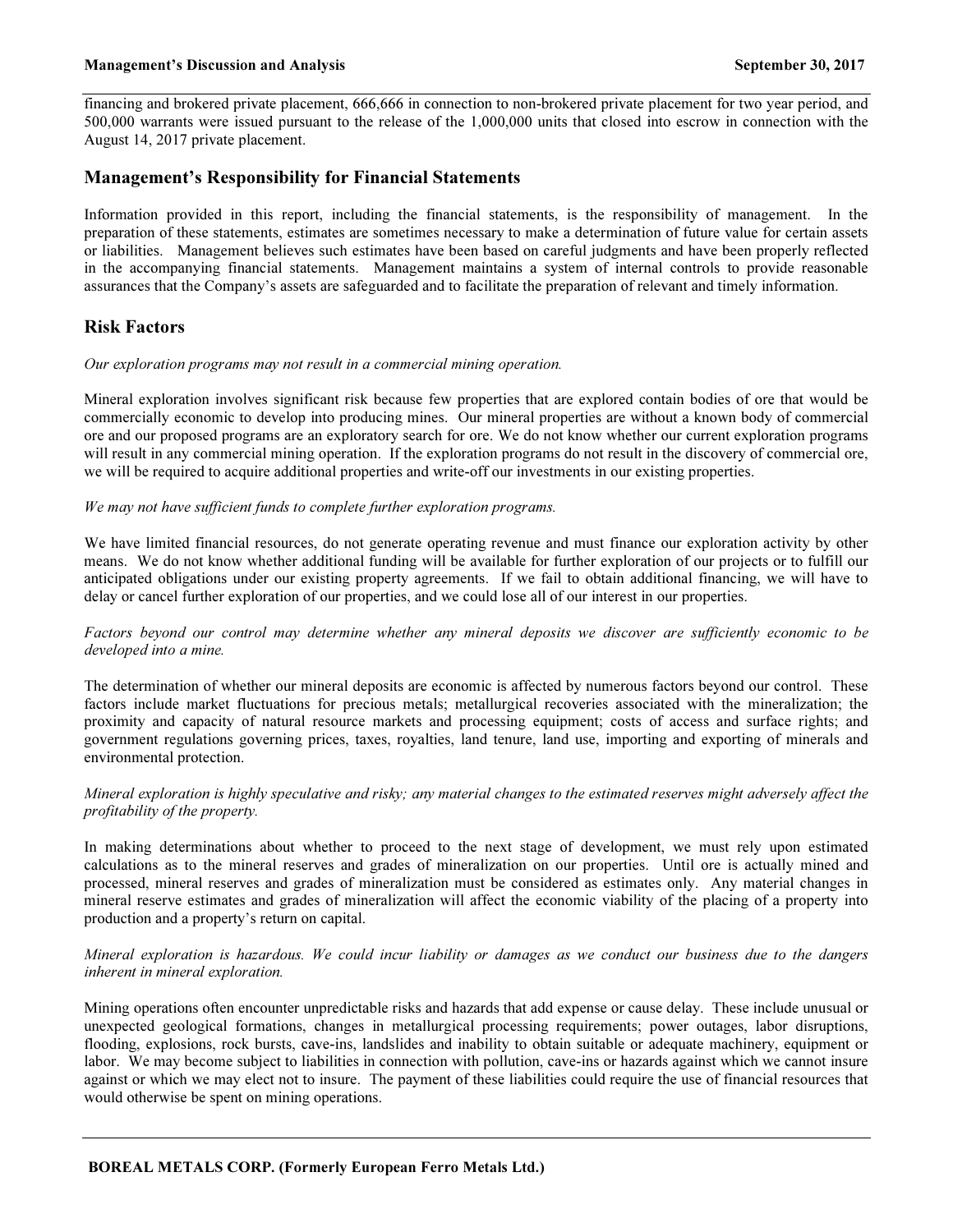financing and brokered private placement, 666,666 in connection to non-brokered private placement for two year period, and 500,000 warrants were issued pursuant to the release of the 1,000,000 units that closed into escrow in connection with the August 14, 2017 private placement.

## Management's Responsibility for Financial Statements

Information provided in this report, including the financial statements, is the responsibility of management. In the preparation of these statements, estimates are sometimes necessary to make a determination of future value for certain assets or liabilities. Management believes such estimates have been based on careful judgments and have been properly reflected in the accompanying financial statements. Management maintains a system of internal controls to provide reasonable assurances that the Company's assets are safeguarded and to facilitate the preparation of relevant and timely information.

## Risk Factors

*Our exploration programs may not result in a commercial mining operation.*

Mineral exploration involves significant risk because few properties that are explored contain bodies of ore that would be commercially economic to develop into producing mines. Our mineral properties are without a known body of commercial ore and our proposed programs are an exploratory search for ore. We do not know whether our current exploration programs will result in any commercial mining operation. If the exploration programs do not result in the discovery of commercial ore, we will be required to acquire additional properties and write-off our investments in our existing properties.

*We may not have sufficient funds to complete further exploration programs.*

We have limited financial resources, do not generate operating revenue and must finance our exploration activity by other means. We do not know whether additional funding will be available for further exploration of our projects or to fulfill our anticipated obligations under our existing property agreements. If we fail to obtain additional financing, we will have to delay or cancel further exploration of our properties, and we could lose all of our interest in our properties.

*Factors beyond our control may determine whether any mineral deposits we discover are sufficiently economic to be developed into a mine.*

The determination of whether our mineral deposits are economic is affected by numerous factors beyond our control. These factors include market fluctuations for precious metals; metallurgical recoveries associated with the mineralization; the proximity and capacity of natural resource markets and processing equipment; costs of access and surface rights; and government regulations governing prices, taxes, royalties, land tenure, land use, importing and exporting of minerals and environmental protection.

*Mineral exploration is highly speculative and risky; any material changes to the estimated reserves might adversely affect the profitability of the property.*

In making determinations about whether to proceed to the next stage of development, we must rely upon estimated calculations as to the mineral reserves and grades of mineralization on our properties. Until ore is actually mined and processed, mineral reserves and grades of mineralization must be considered as estimates only. Any material changes in mineral reserve estimates and grades of mineralization will affect the economic viability of the placing of a property into production and a property's return on capital.

*Mineral exploration is hazardous. We could incur liability or damages as we conduct our business due to the dangers inherent in mineral exploration.*

Mining operations often encounter unpredictable risks and hazards that add expense or cause delay. These include unusual or unexpected geological formations, changes in metallurgical processing requirements; power outages, labor disruptions, flooding, explosions, rock bursts, cave-ins, landslides and inability to obtain suitable or adequate machinery, equipment or labor. We may become subject to liabilities in connection with pollution, cave-ins or hazards against which we cannot insure against or which we may elect not to insure. The payment of these liabilities could require the use of financial resources that would otherwise be spent on mining operations.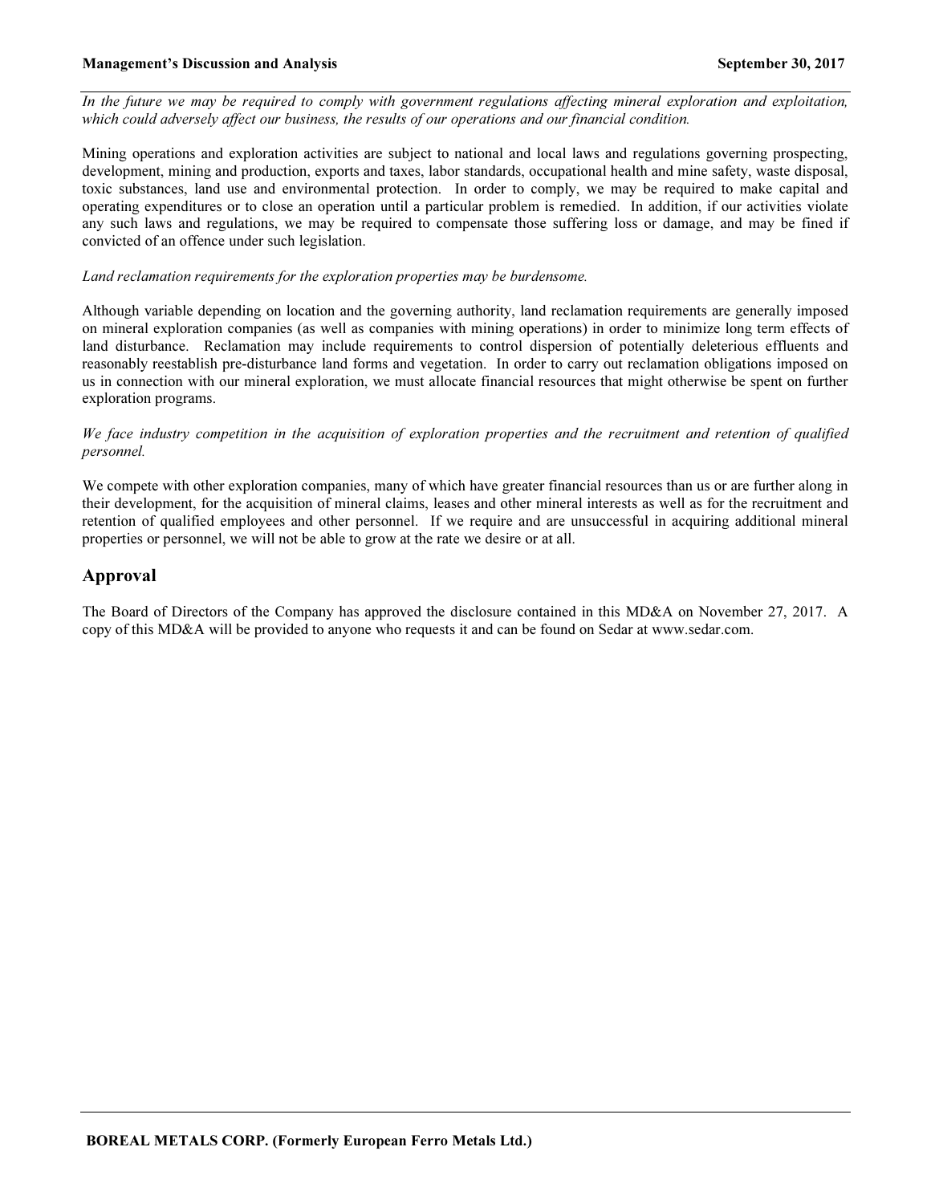*In the future we may be required to comply with government regulations affecting mineral exploration and exploitation, which could adversely affect our business, the results of our operations and our financial condition.*

Mining operations and exploration activities are subject to national and local laws and regulations governing prospecting, development, mining and production, exports and taxes, labor standards, occupational health and mine safety, waste disposal, toxic substances, land use and environmental protection. In order to comply, we may be required to make capital and operating expenditures or to close an operation until a particular problem is remedied. In addition, if our activities violate any such laws and regulations, we may be required to compensate those suffering loss or damage, and may be fined if convicted of an offence under such legislation.

*Land reclamation requirements for the exploration properties may be burdensome.*

Although variable depending on location and the governing authority, land reclamation requirements are generally imposed on mineral exploration companies (as well as companies with mining operations) in order to minimize long term effects of land disturbance. Reclamation may include requirements to control dispersion of potentially deleterious effluents and reasonably reestablish pre-disturbance land forms and vegetation. In order to carry out reclamation obligations imposed on us in connection with our mineral exploration, we must allocate financial resources that might otherwise be spent on further exploration programs.

*We face industry competition in the acquisition of exploration properties and the recruitment and retention of qualified personnel.*

We compete with other exploration companies, many of which have greater financial resources than us or are further along in their development, for the acquisition of mineral claims, leases and other mineral interests as well as for the recruitment and retention of qualified employees and other personnel. If we require and are unsuccessful in acquiring additional mineral properties or personnel, we will not be able to grow at the rate we desire or at all.

## Approval

The Board of Directors of the Company has approved the disclosure contained in this MD&A on November 27, 2017. A copy of this MD&A will be provided to anyone who requests it and can be found on Sedar at www.sedar.com.